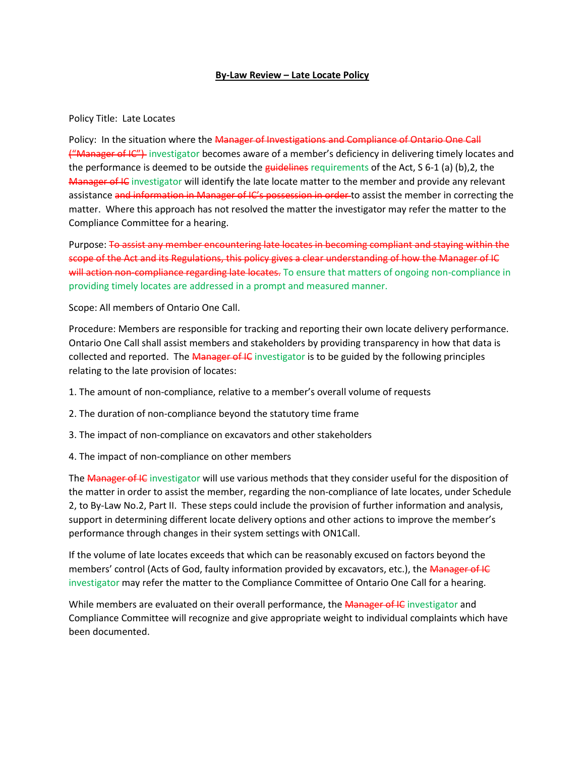**By-Law Review – Late Locate Policy**

Policy Title: Late Locates

Policy: In the situation where the ~~Manager of Investigations and Compliance of Ontario One Call ("Manager of IC")~~ investigator becomes aware of a member's deficiency in delivering timely locates and the performance is deemed to be outside the ~~guidelines~~ requirements of the Act, S 6-1 (a) (b),2, the ~~Manager of IC~~ investigator will identify the late locate matter to the member and provide any relevant assistance ~~and information in Manager of IC's possession in order~~ to assist the member in correcting the matter. Where this approach has not resolved the matter the investigator may refer the matter to the Compliance Committee for a hearing.

Purpose: ~~To assist any member encountering late locates in becoming compliant and staying within the scope of the Act and its Regulations, this policy gives a clear understanding of how the Manager of IC will action non-compliance regarding late locates.~~ To ensure that matters of ongoing non-compliance in providing timely locates are addressed in a prompt and measured manner.

Scope: All members of Ontario One Call.

Procedure: Members are responsible for tracking and reporting their own locate delivery performance. Ontario One Call shall assist members and stakeholders by providing transparency in how that data is collected and reported. The ~~Manager of IC~~ investigator is to be guided by the following principles relating to the late provision of locates:

1. The amount of non-compliance, relative to a member's overall volume of requests

2. The duration of non-compliance beyond the statutory time frame

3. The impact of non-compliance on excavators and other stakeholders

4. The impact of non-compliance on other members

The ~~Manager of IC~~ investigator will use various methods that they consider useful for the disposition of the matter in order to assist the member, regarding the non-compliance of late locates, under Schedule 2, to By-Law No.2, Part II. These steps could include the provision of further information and analysis, support in determining different locate delivery options and other actions to improve the member's performance through changes in their system settings with ON1Call.

If the volume of late locates exceeds that which can be reasonably excused on factors beyond the members' control (Acts of God, faulty information provided by excavators, etc.), the ~~Manager of IC~~ investigator may refer the matter to the Compliance Committee of Ontario One Call for a hearing.

While members are evaluated on their overall performance, the ~~Manager of IC~~ investigator and Compliance Committee will recognize and give appropriate weight to individual complaints which have been documented.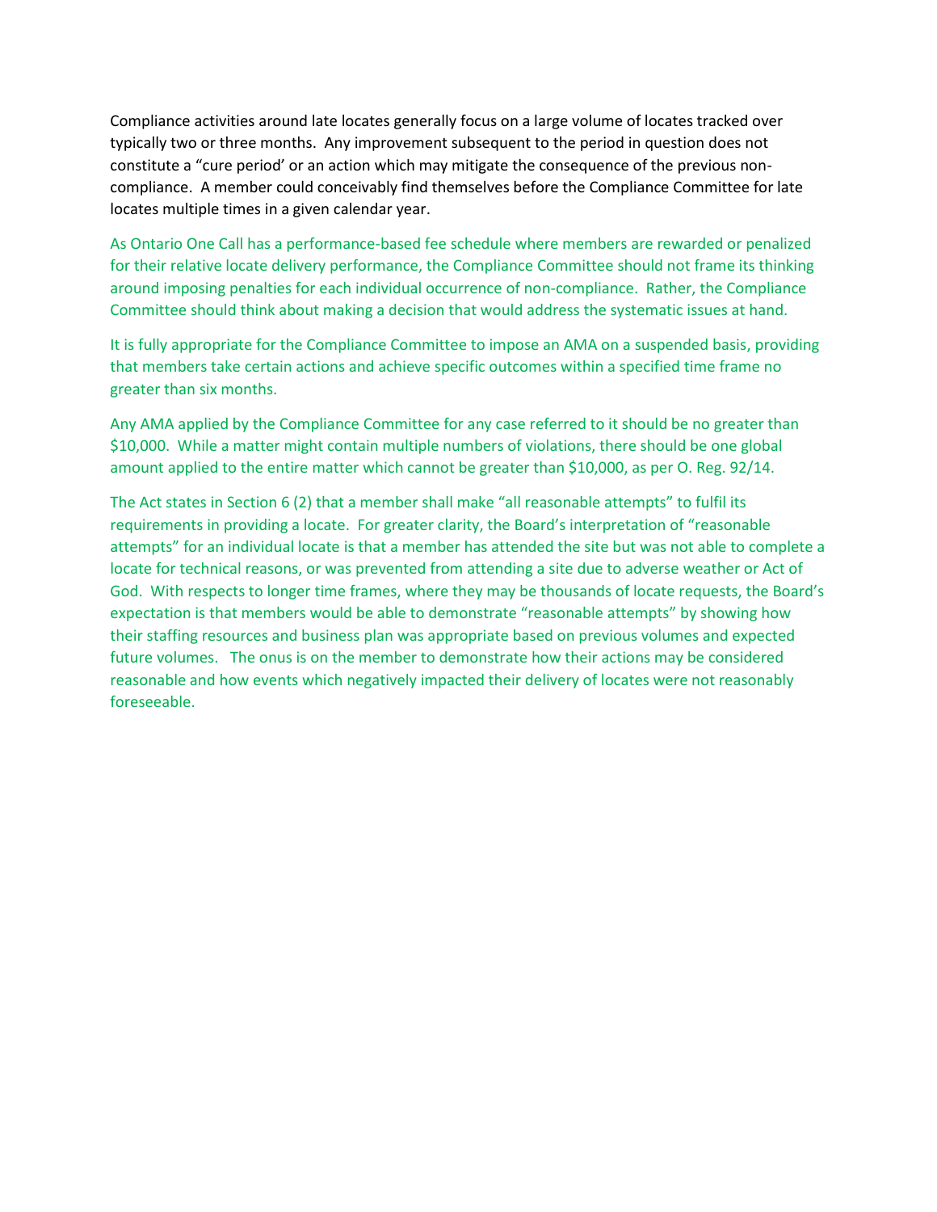Compliance activities around late locates generally focus on a large volume of locates tracked over typically two or three months. Any improvement subsequent to the period in question does not constitute a "cure period' or an action which may mitigate the consequence of the previous non-compliance. A member could conceivably find themselves before the Compliance Committee for late locates multiple times in a given calendar year.

As Ontario One Call has a performance-based fee schedule where members are rewarded or penalized for their relative locate delivery performance, the Compliance Committee should not frame its thinking around imposing penalties for each individual occurrence of non-compliance. Rather, the Compliance Committee should think about making a decision that would address the systematic issues at hand.

It is fully appropriate for the Compliance Committee to impose an AMA on a suspended basis, providing that members take certain actions and achieve specific outcomes within a specified time frame no greater than six months.

Any AMA applied by the Compliance Committee for any case referred to it should be no greater than $10,000. While a matter might contain multiple numbers of violations, there should be one global amount applied to the entire matter which cannot be greater than $10,000, as per O. Reg. 92/14.

The Act states in Section 6 (2) that a member shall make "all reasonable attempts" to fulfil its requirements in providing a locate. For greater clarity, the Board's interpretation of "reasonable attempts" for an individual locate is that a member has attended the site but was not able to complete a locate for technical reasons, or was prevented from attending a site due to adverse weather or Act of God. With respects to longer time frames, where they may be thousands of locate requests, the Board's expectation is that members would be able to demonstrate "reasonable attempts" by showing how their staffing resources and business plan was appropriate based on previous volumes and expected future volumes. The onus is on the member to demonstrate how their actions may be considered reasonable and how events which negatively impacted their delivery of locates were not reasonably foreseeable.